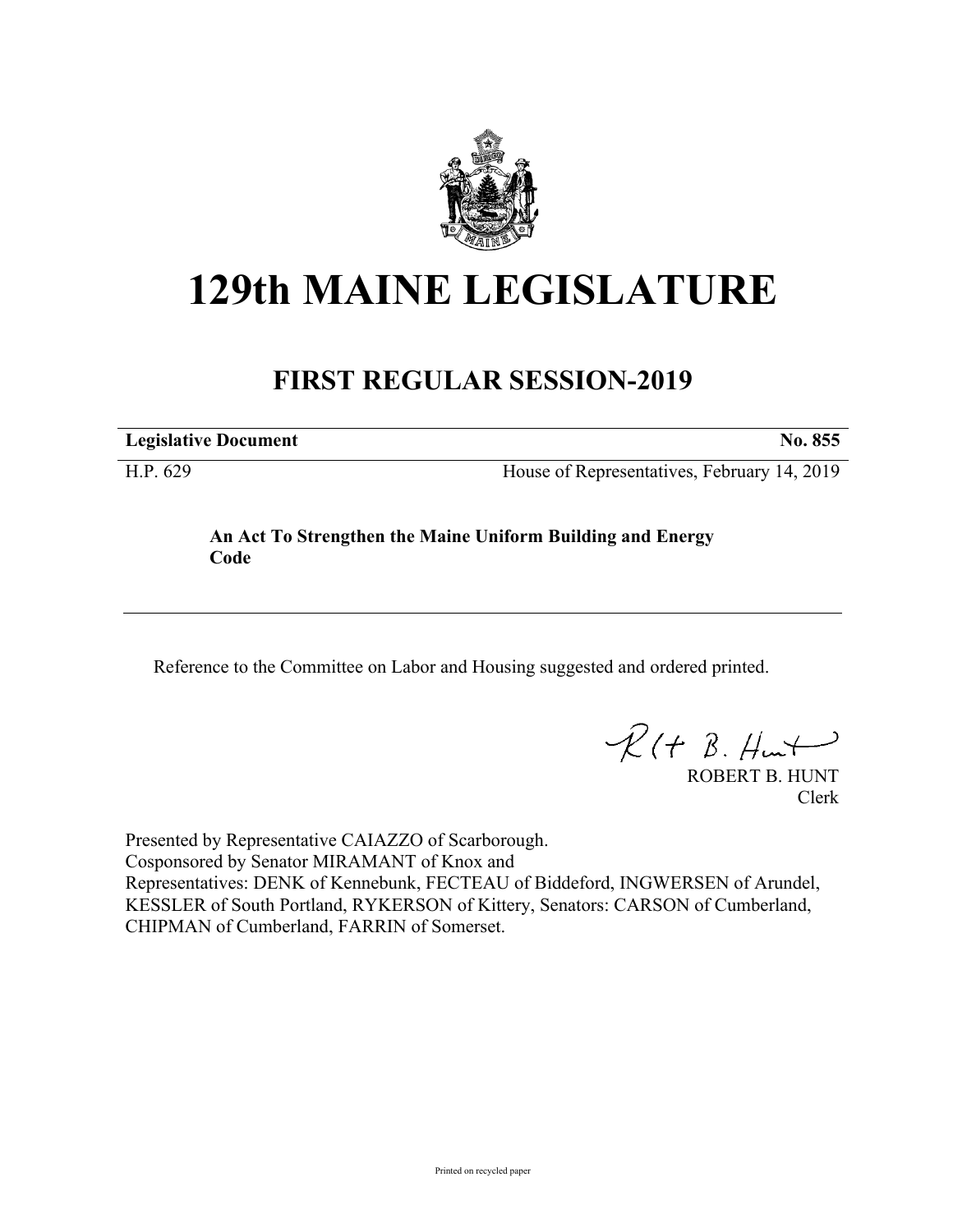# 129th MAINE LEGISLATURE

## FIRST REGULAR SESSION-2019

**Legislative Document** **No. 855**

H.P. 629 House of Representatives, February 14, 2019

**An Act To Strengthen the Maine Uniform Building and Energy Code**

Reference to the Committee on Labor and Housing suggested and ordered printed.

ROBERT B. HUNT
Clerk

Presented by Representative CAIAZZO of Scarborough.
Cosponsored by Senator MIRAMANT of Knox and
Representatives: DENK of Kennebunk, FECTEAU of Biddeford, INGWERSEN of Arundel, KESSLER of South Portland, RYKERSON of Kittery, Senators: CARSON of Cumberland, CHIPMAN of Cumberland, FARRIN of Somerset.

Printed on recycled paper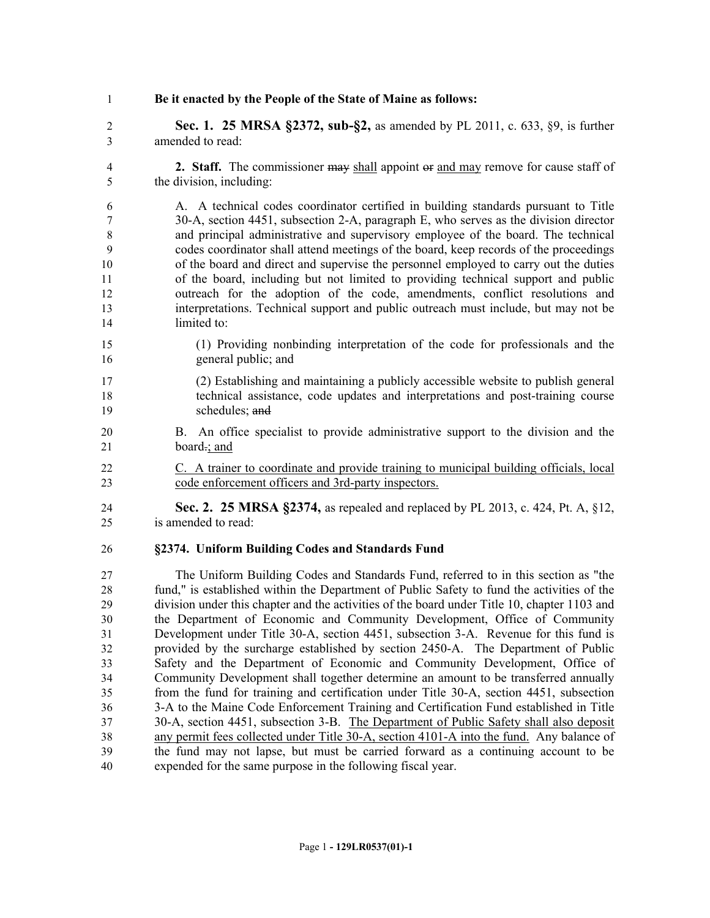**Be it enacted by the People of the State of Maine as follows:**

**Sec. 1. 25 MRSA §2372, sub-§2,** as amended by PL 2011, c. 633, §9, is further amended to read:

**2. Staff.** The commissioner ~~may~~ shall appoint ~~or~~ and may remove for cause staff of the division, including:

A. A technical codes coordinator certified in building standards pursuant to Title 30-A, section 4451, subsection 2-A, paragraph E, who serves as the division director and principal administrative and supervisory employee of the board. The technical codes coordinator shall attend meetings of the board, keep records of the proceedings of the board and direct and supervise the personnel employed to carry out the duties of the board, including but not limited to providing technical support and public outreach for the adoption of the code, amendments, conflict resolutions and interpretations. Technical support and public outreach must include, but may not be limited to:

(1) Providing nonbinding interpretation of the code for professionals and the general public; and

(2) Establishing and maintaining a publicly accessible website to publish general technical assistance, code updates and interpretations and post-training course schedules; ~~and~~

B. An office specialist to provide administrative support to the division and the board~~.~~; and

C. A trainer to coordinate and provide training to municipal building officials, local code enforcement officers and 3rd-party inspectors.

**Sec. 2. 25 MRSA §2374,** as repealed and replaced by PL 2013, c. 424, Pt. A, §12, is amended to read:

**§2374. Uniform Building Codes and Standards Fund**

The Uniform Building Codes and Standards Fund, referred to in this section as "the fund," is established within the Department of Public Safety to fund the activities of the division under this chapter and the activities of the board under Title 10, chapter 1103 and the Department of Economic and Community Development, Office of Community Development under Title 30-A, section 4451, subsection 3-A. Revenue for this fund is provided by the surcharge established by section 2450-A. The Department of Public Safety and the Department of Economic and Community Development, Office of Community Development shall together determine an amount to be transferred annually from the fund for training and certification under Title 30-A, section 4451, subsection 3-A to the Maine Code Enforcement Training and Certification Fund established in Title 30-A, section 4451, subsection 3-B. The Department of Public Safety shall also deposit any permit fees collected under Title 30-A, section 4101-A into the fund. Any balance of the fund may not lapse, but must be carried forward as a continuing account to be expended for the same purpose in the following fiscal year.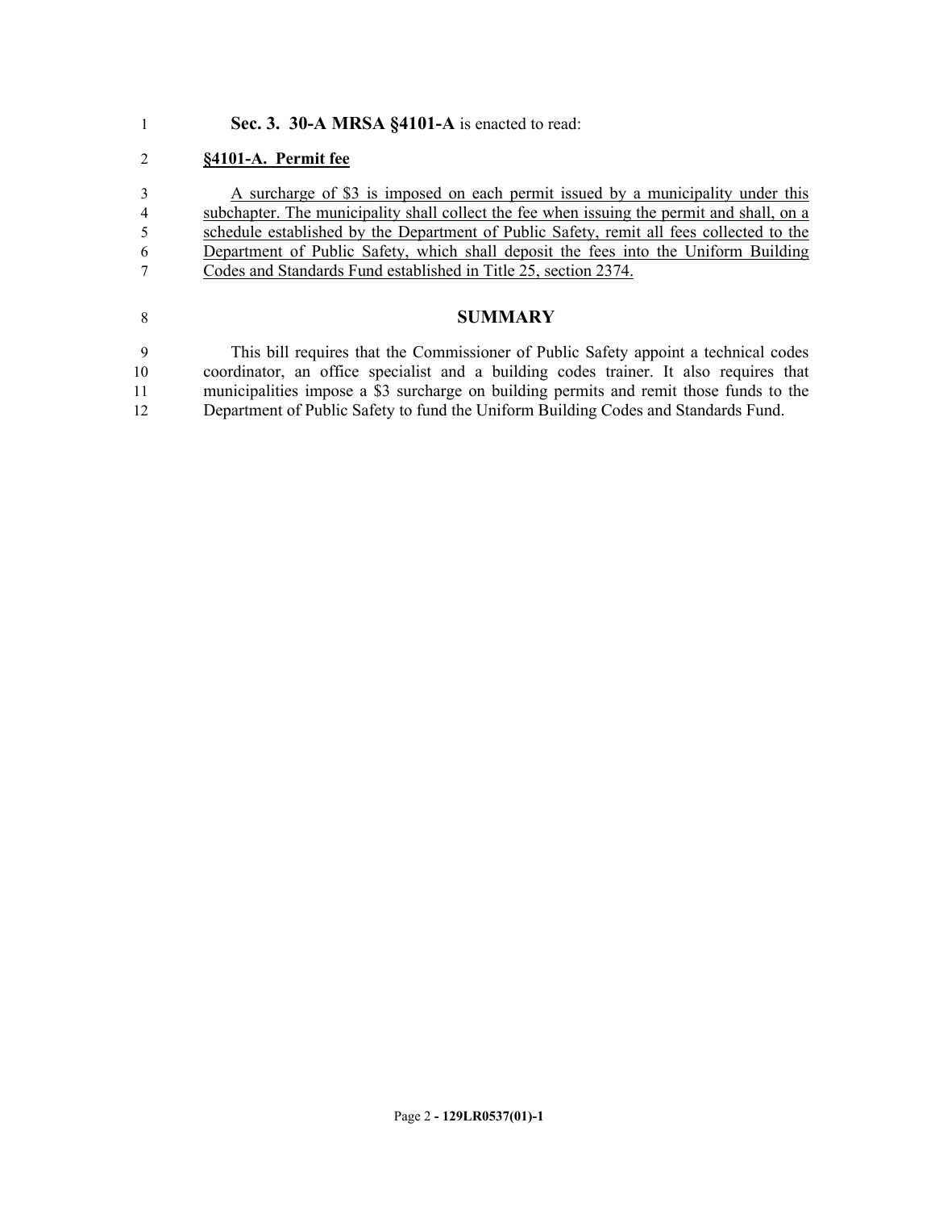**Sec. 3. 30-A MRSA §4101-A** is enacted to read:

**§4101-A. Permit fee**

A surcharge of $3 is imposed on each permit issued by a municipality under this subchapter. The municipality shall collect the fee when issuing the permit and shall, on a schedule established by the Department of Public Safety, remit all fees collected to the Department of Public Safety, which shall deposit the fees into the Uniform Building Codes and Standards Fund established in Title 25, section 2374.

## SUMMARY

This bill requires that the Commissioner of Public Safety appoint a technical codes coordinator, an office specialist and a building codes trainer. It also requires that municipalities impose a $3 surcharge on building permits and remit those funds to the Department of Public Safety to fund the Uniform Building Codes and Standards Fund.